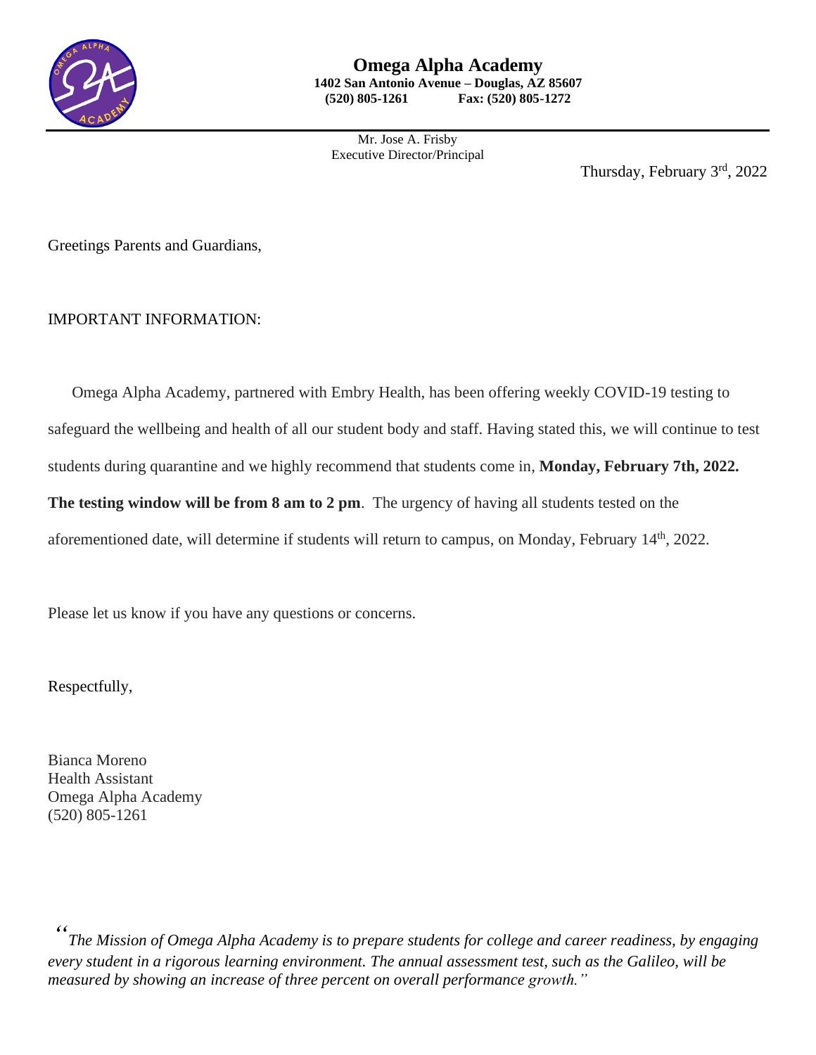# Omega Alpha Academy

**1402 San Antonio Avenue – Douglas, AZ 85607**
**(520) 805-1261 Fax: (520) 805-1272**

Mr. Jose A. Frisby
Executive Director/Principal

Thursday, February 3rd, 2022

Greetings Parents and Guardians,

IMPORTANT INFORMATION:

Omega Alpha Academy, partnered with Embry Health, has been offering weekly COVID-19 testing to safeguard the wellbeing and health of all our student body and staff. Having stated this, we will continue to test students during quarantine and we highly recommend that students come in, **Monday, February 7th, 2022. The testing window will be from 8 am to 2 pm**. The urgency of having all students tested on the aforementioned date, will determine if students will return to campus, on Monday, February 14th, 2022.

Please let us know if you have any questions or concerns.

Respectfully,

Bianca Moreno
Health Assistant
Omega Alpha Academy
(520) 805-1261

*"The Mission of Omega Alpha Academy is to prepare students for college and career readiness, by engaging every student in a rigorous learning environment. The annual assessment test, such as the Galileo, will be measured by showing an increase of three percent on overall performance growth."*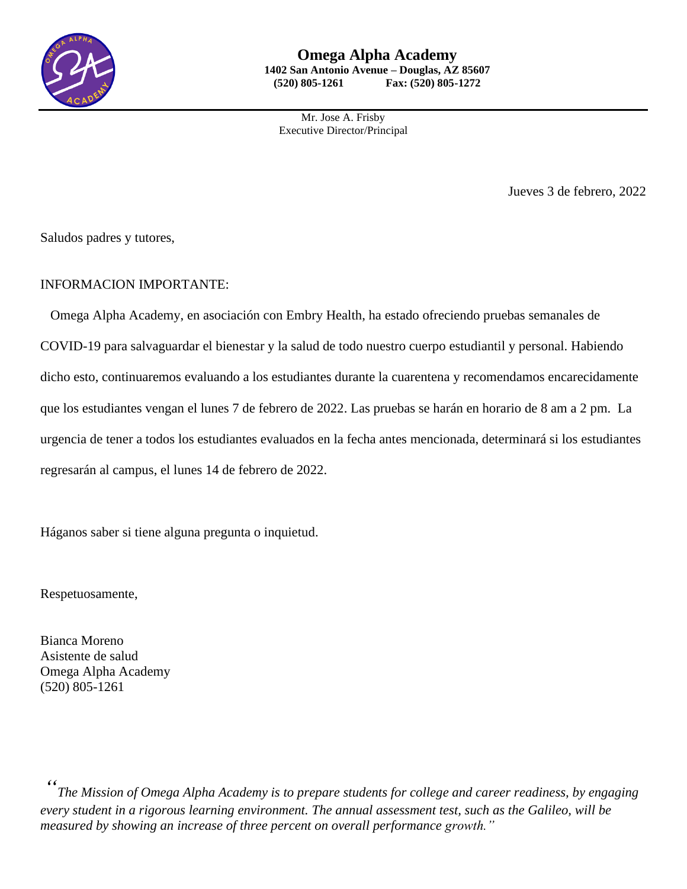**Omega Alpha Academy**
**1402 San Antonio Avenue – Douglas, AZ 85607**
**(520) 805-1261 Fax: (520) 805-1272**

Mr. Jose A. Frisby
Executive Director/Principal

Jueves 3 de febrero, 2022

Saludos padres y tutores,

INFORMACION IMPORTANTE:

Omega Alpha Academy, en asociación con Embry Health, ha estado ofreciendo pruebas semanales de COVID-19 para salvaguardar el bienestar y la salud de todo nuestro cuerpo estudiantil y personal. Habiendo dicho esto, continuaremos evaluando a los estudiantes durante la cuarentena y recomendamos encarecidamente que los estudiantes vengan el lunes 7 de febrero de 2022. Las pruebas se harán en horario de 8 am a 2 pm. La urgencia de tener a todos los estudiantes evaluados en la fecha antes mencionada, determinará si los estudiantes regresarán al campus, el lunes 14 de febrero de 2022.

Háganos saber si tiene alguna pregunta o inquietud.

Respetuosamente,

Bianca Moreno
Asistente de salud
Omega Alpha Academy
(520) 805-1261

*"The Mission of Omega Alpha Academy is to prepare students for college and career readiness, by engaging every student in a rigorous learning environment. The annual assessment test, such as the Galileo, will be measured by showing an increase of three percent on overall performance growth."*